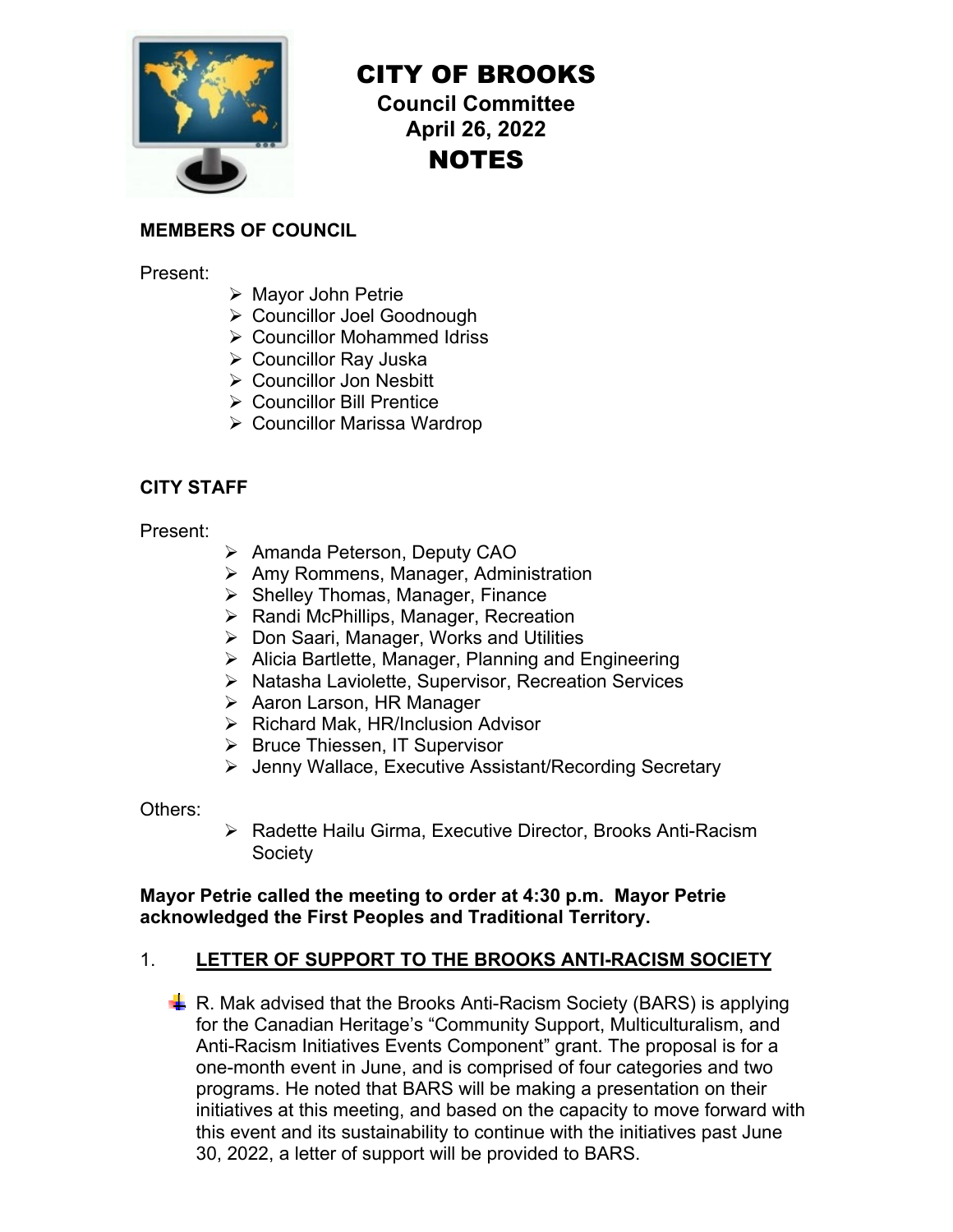# CITY OF BROOKS

**Council Committee**
**April 26, 2022**

# NOTES

**MEMBERS OF COUNCIL**

Present:

- Mayor John Petrie
- Councillor Joel Goodnough
- Councillor Mohammed Idriss
- Councillor Ray Juska
- Councillor Jon Nesbitt
- Councillor Bill Prentice
- Councillor Marissa Wardrop

**CITY STAFF**

Present:

- Amanda Peterson, Deputy CAO
- Amy Rommens, Manager, Administration
- Shelley Thomas, Manager, Finance
- Randi McPhillips, Manager, Recreation
- Don Saari, Manager, Works and Utilities
- Alicia Bartlette, Manager, Planning and Engineering
- Natasha Laviolette, Supervisor, Recreation Services
- Aaron Larson, HR Manager
- Richard Mak, HR/Inclusion Advisor
- Bruce Thiessen, IT Supervisor
- Jenny Wallace, Executive Assistant/Recording Secretary

Others:

- Radette Hailu Girma, Executive Director, Brooks Anti-Racism Society

**Mayor Petrie called the meeting to order at 4:30 p.m. Mayor Petrie acknowledged the First Peoples and Traditional Territory.**

1. **LETTER OF SUPPORT TO THE BROOKS ANTI-RACISM SOCIETY**

- R. Mak advised that the Brooks Anti-Racism Society (BARS) is applying for the Canadian Heritage's "Community Support, Multiculturalism, and Anti-Racism Initiatives Events Component" grant. The proposal is for a one-month event in June, and is comprised of four categories and two programs. He noted that BARS will be making a presentation on their initiatives at this meeting, and based on the capacity to move forward with this event and its sustainability to continue with the initiatives past June 30, 2022, a letter of support will be provided to BARS.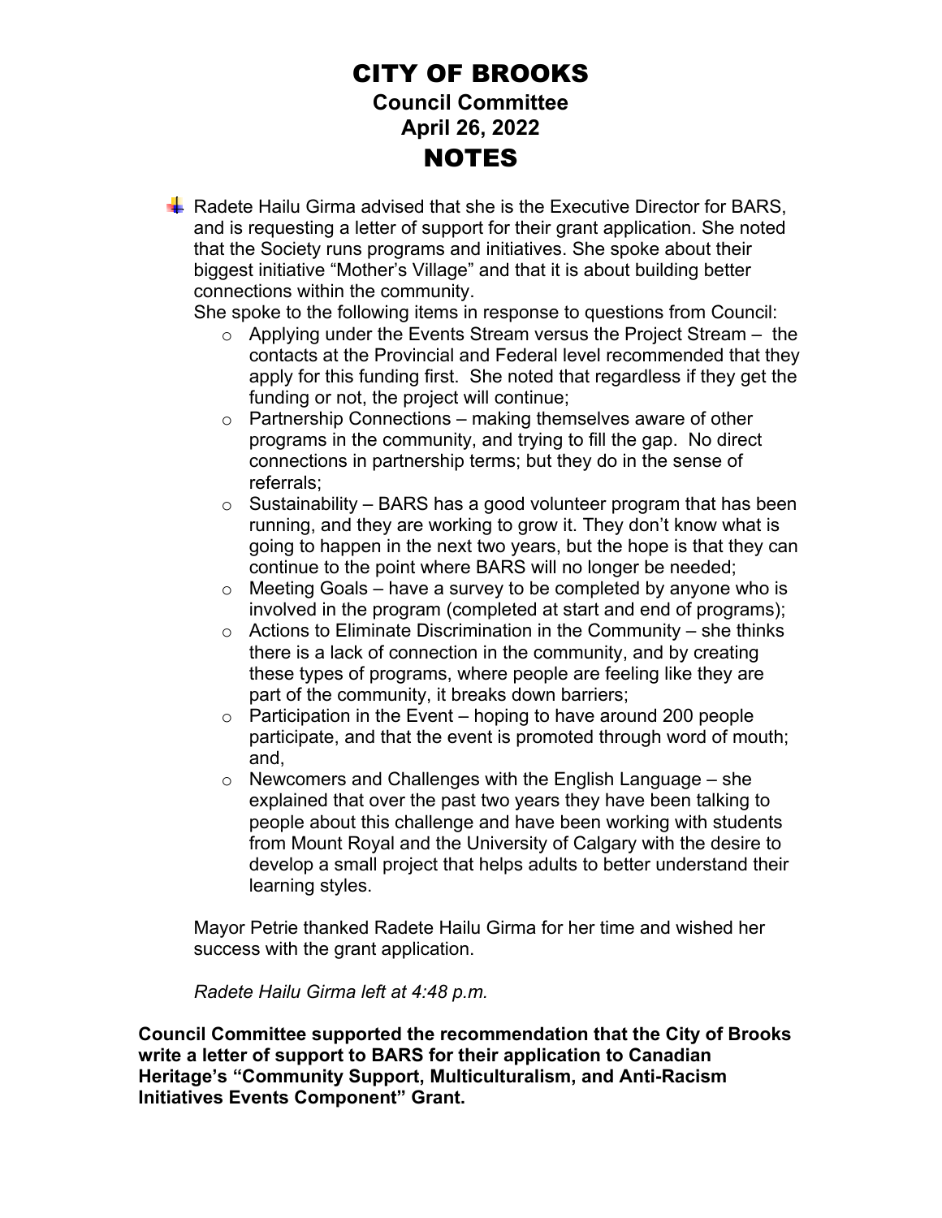# CITY OF BROOKS

## Council Committee

## April 26, 2022

## NOTES

- Radete Hailu Girma advised that she is the Executive Director for BARS, and is requesting a letter of support for their grant application. She noted that the Society runs programs and initiatives. She spoke about their biggest initiative "Mother's Village" and that it is about building better connections within the community.

  She spoke to the following items in response to questions from Council:

  - Applying under the Events Stream versus the Project Stream – the contacts at the Provincial and Federal level recommended that they apply for this funding first. She noted that regardless if they get the funding or not, the project will continue;
  - Partnership Connections – making themselves aware of other programs in the community, and trying to fill the gap. No direct connections in partnership terms; but they do in the sense of referrals;
  - Sustainability – BARS has a good volunteer program that has been running, and they are working to grow it. They don't know what is going to happen in the next two years, but the hope is that they can continue to the point where BARS will no longer be needed;
  - Meeting Goals – have a survey to be completed by anyone who is involved in the program (completed at start and end of programs);
  - Actions to Eliminate Discrimination in the Community – she thinks there is a lack of connection in the community, and by creating these types of programs, where people are feeling like they are part of the community, it breaks down barriers;
  - Participation in the Event – hoping to have around 200 people participate, and that the event is promoted through word of mouth; and,
  - Newcomers and Challenges with the English Language – she explained that over the past two years they have been talking to people about this challenge and have been working with students from Mount Royal and the University of Calgary with the desire to develop a small project that helps adults to better understand their learning styles.

  Mayor Petrie thanked Radete Hailu Girma for her time and wished her success with the grant application.

  *Radete Hailu Girma left at 4:48 p.m.*

**Council Committee supported the recommendation that the City of Brooks write a letter of support to BARS for their application to Canadian Heritage's "Community Support, Multiculturalism, and Anti-Racism Initiatives Events Component" Grant.**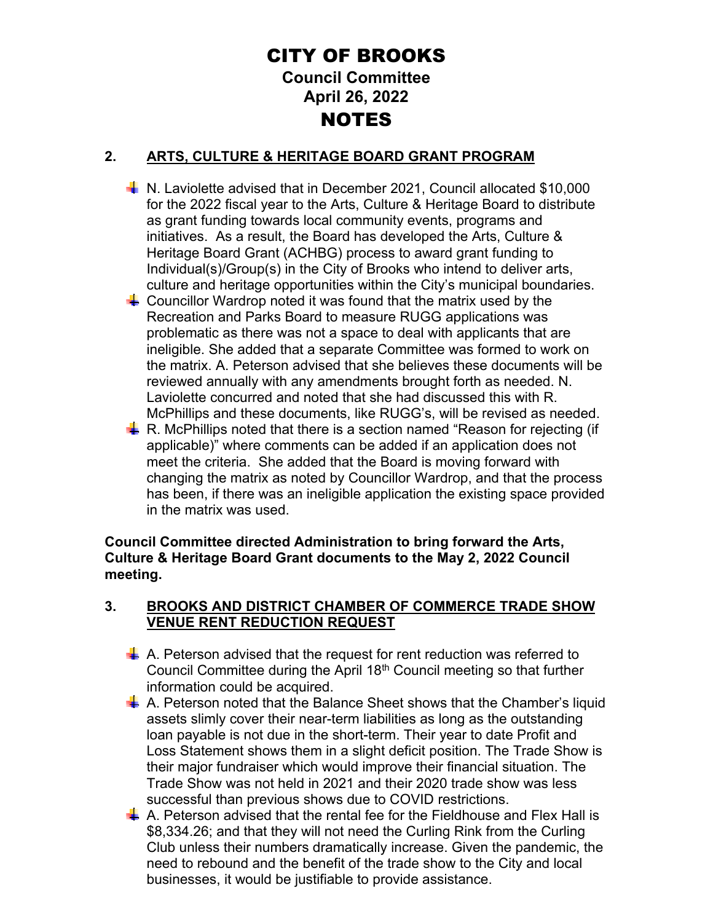# CITY OF BROOKS

## Council Committee
## April 26, 2022
## NOTES

### 2. ARTS, CULTURE & HERITAGE BOARD GRANT PROGRAM

- N. Laviolette advised that in December 2021, Council allocated $10,000 for the 2022 fiscal year to the Arts, Culture & Heritage Board to distribute as grant funding towards local community events, programs and initiatives. As a result, the Board has developed the Arts, Culture & Heritage Board Grant (ACHBG) process to award grant funding to Individual(s)/Group(s) in the City of Brooks who intend to deliver arts, culture and heritage opportunities within the City's municipal boundaries.
- Councillor Wardrop noted it was found that the matrix used by the Recreation and Parks Board to measure RUGG applications was problematic as there was not a space to deal with applicants that are ineligible. She added that a separate Committee was formed to work on the matrix. A. Peterson advised that she believes these documents will be reviewed annually with any amendments brought forth as needed. N. Laviolette concurred and noted that she had discussed this with R. McPhillips and these documents, like RUGG's, will be revised as needed.
- R. McPhillips noted that there is a section named "Reason for rejecting (if applicable)" where comments can be added if an application does not meet the criteria. She added that the Board is moving forward with changing the matrix as noted by Councillor Wardrop, and that the process has been, if there was an ineligible application the existing space provided in the matrix was used.

**Council Committee directed Administration to bring forward the Arts, Culture & Heritage Board Grant documents to the May 2, 2022 Council meeting.**

### 3. BROOKS AND DISTRICT CHAMBER OF COMMERCE TRADE SHOW VENUE RENT REDUCTION REQUEST

- A. Peterson advised that the request for rent reduction was referred to Council Committee during the April 18th Council meeting so that further information could be acquired.
- A. Peterson noted that the Balance Sheet shows that the Chamber's liquid assets slimly cover their near-term liabilities as long as the outstanding loan payable is not due in the short-term. Their year to date Profit and Loss Statement shows them in a slight deficit position. The Trade Show is their major fundraiser which would improve their financial situation. The Trade Show was not held in 2021 and their 2020 trade show was less successful than previous shows due to COVID restrictions.
- A. Peterson advised that the rental fee for the Fieldhouse and Flex Hall is $8,334.26; and that they will not need the Curling Rink from the Curling Club unless their numbers dramatically increase. Given the pandemic, the need to rebound and the benefit of the trade show to the City and local businesses, it would be justifiable to provide assistance.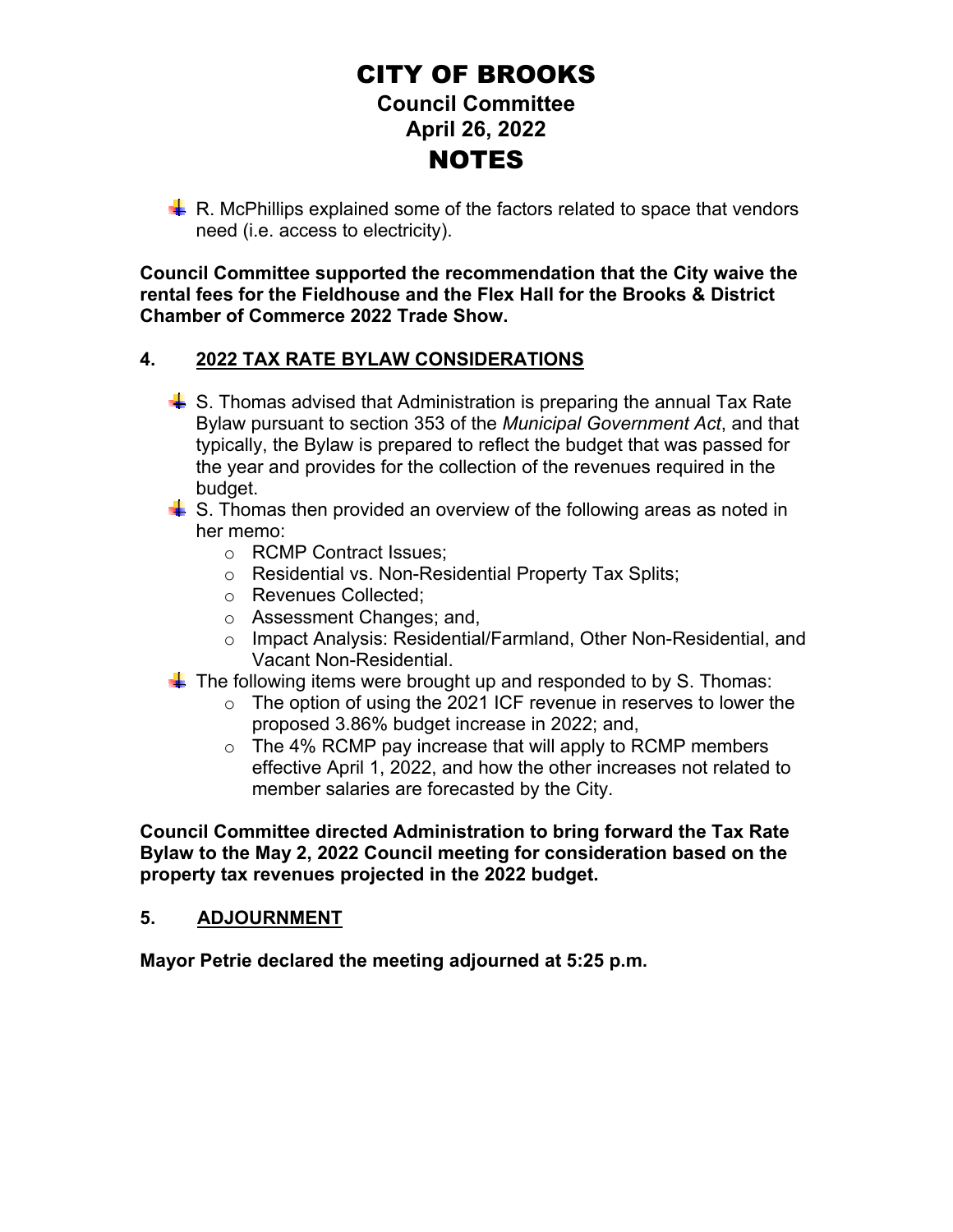# CITY OF BROOKS
## Council Committee
## April 26, 2022
## NOTES

- R. McPhillips explained some of the factors related to space that vendors need (i.e. access to electricity).

**Council Committee supported the recommendation that the City waive the rental fees for the Fieldhouse and the Flex Hall for the Brooks & District Chamber of Commerce 2022 Trade Show.**

### 4. <u>2022 TAX RATE BYLAW CONSIDERATIONS</u>

- S. Thomas advised that Administration is preparing the annual Tax Rate Bylaw pursuant to section 353 of the *Municipal Government Act*, and that typically, the Bylaw is prepared to reflect the budget that was passed for the year and provides for the collection of the revenues required in the budget.
- S. Thomas then provided an overview of the following areas as noted in her memo:
  - RCMP Contract Issues;
  - Residential vs. Non-Residential Property Tax Splits;
  - Revenues Collected;
  - Assessment Changes; and,
  - Impact Analysis: Residential/Farmland, Other Non-Residential, and Vacant Non-Residential.
- The following items were brought up and responded to by S. Thomas:
  - The option of using the 2021 ICF revenue in reserves to lower the proposed 3.86% budget increase in 2022; and,
  - The 4% RCMP pay increase that will apply to RCMP members effective April 1, 2022, and how the other increases not related to member salaries are forecasted by the City.

**Council Committee directed Administration to bring forward the Tax Rate Bylaw to the May 2, 2022 Council meeting for consideration based on the property tax revenues projected in the 2022 budget.**

### 5. <u>ADJOURNMENT</u>

**Mayor Petrie declared the meeting adjourned at 5:25 p.m.**